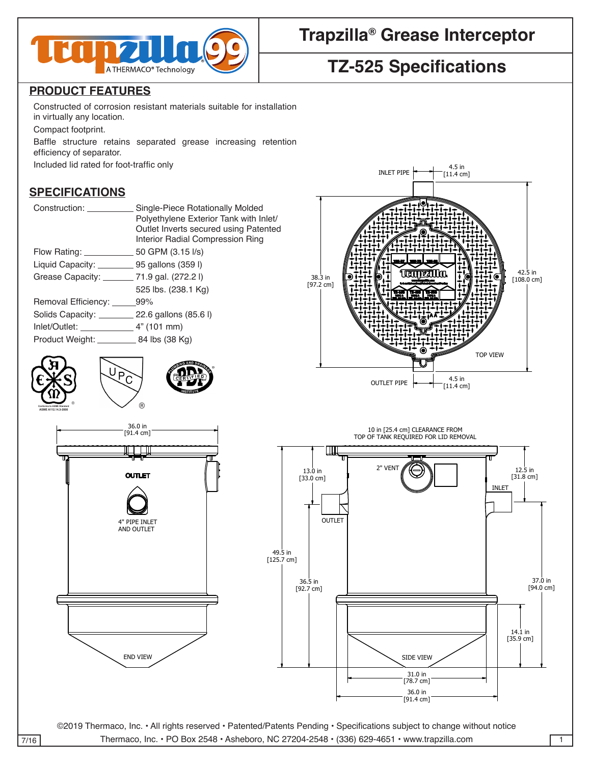# Trapzilla® Grease Interceptor

## TZ-525 Specifications

## PRODUCT FEATURES

Constructed of corrosion resistant materials suitable for installation in virtually any location.

Compact footprint.

Baffle structure retains separated grease increasing retention efficiency of separator.

Included lid rated for foot-traffic only

## SPECIFICATIONS

| | |
|---|---|
| Construction: | Single-Piece Rotationally Molded Polyethylene Exterior Tank with Inlet/Outlet Inverts secured using Patented Interior Radial Compression Ring |
| Flow Rating: | 50 GPM (3.15 l/s) |
| Liquid Capacity: | 95 gallons (359 l) |
| Grease Capacity: | 71.9 gal. (272.2 l) 525 lbs. (238.1 Kg) |
| Removal Efficiency: | 99% |
| Solids Capacity: | 22.6 gallons (85.6 l) |
| Inlet/Outlet: | 4" (101 mm) |
| Product Weight: | 84 lbs (38 Kg) |

Conforms to ASME Standard ASME A112.14.3-2000

INLET PIPE 4.5 in [11.4 cm]

38.3 in [97.2 cm]

42.5 in [108.0 cm]

TOP VIEW

OUTLET PIPE 4.5 in [11.4 cm]

36.0 in [91.4 cm]

OUTLET

4" PIPE INLET AND OUTLET

END VIEW

10 in [25.4 cm] CLEARANCE FROM TOP OF TANK REQUIRED FOR LID REMOVAL

13.0 in [33.0 cm]

2" VENT

12.5 in [31.8 cm]

INLET

OUTLET

49.5 in [125.7 cm]

36.5 in [92.7 cm]

37.0 in [94.0 cm]

14.1 in [35.9 cm]

SIDE VIEW

31.0 in [78.7 cm]

36.0 in [91.4 cm]

©2019 Thermaco, Inc. • All rights reserved • Patented/Patents Pending • Specifications subject to change without notice

Thermaco, Inc. • PO Box 2548 • Asheboro, NC 27204-2548 • (336) 629-4651 • www.trapzilla.com

7/16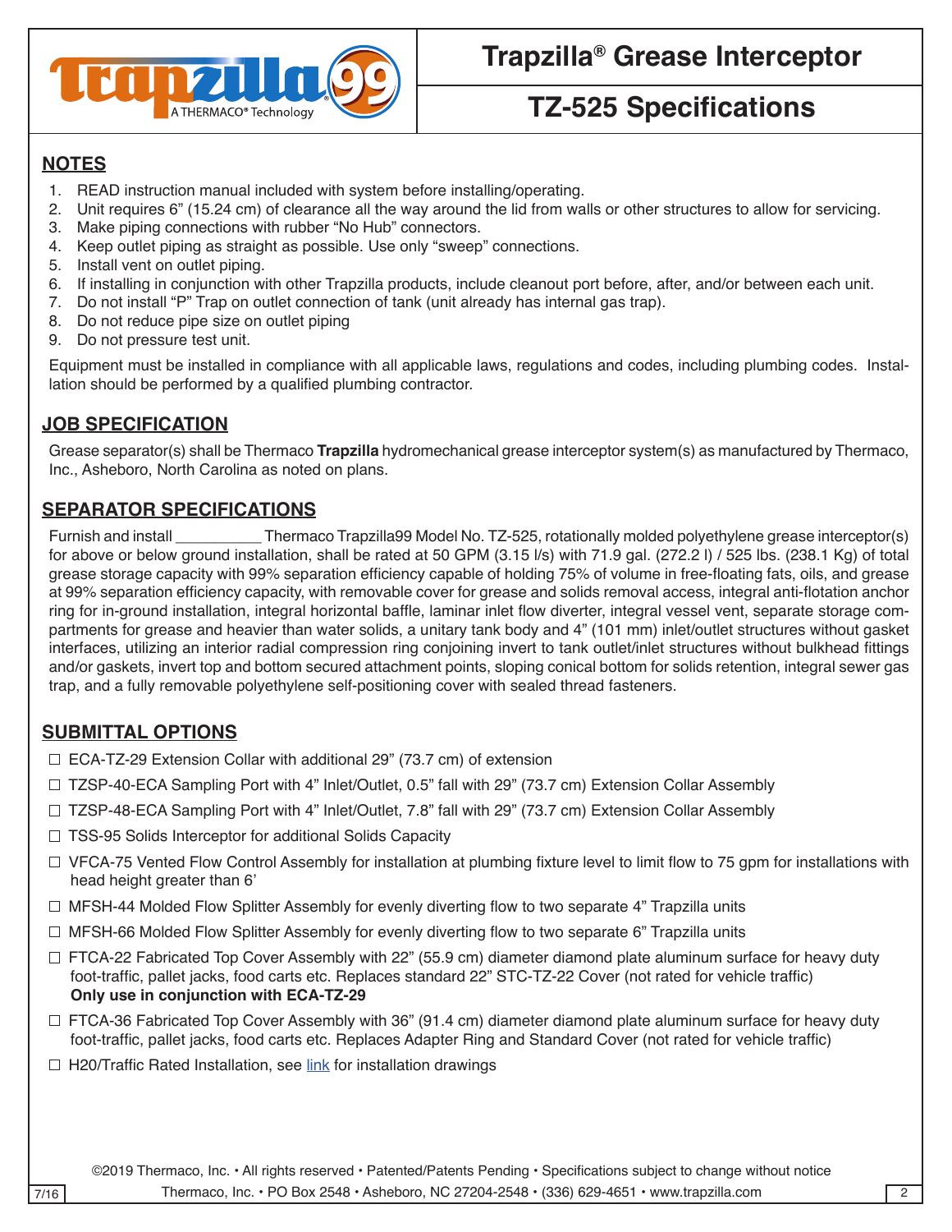# Trapzilla® Grease Interceptor

## TZ-525 Specifications

## NOTES

1. READ instruction manual included with system before installing/operating.
2. Unit requires 6" (15.24 cm) of clearance all the way around the lid from walls or other structures to allow for servicing.
3. Make piping connections with rubber "No Hub" connectors.
4. Keep outlet piping as straight as possible. Use only "sweep" connections.
5. Install vent on outlet piping.
6. If installing in conjunction with other Trapzilla products, include cleanout port before, after, and/or between each unit.
7. Do not install "P" Trap on outlet connection of tank (unit already has internal gas trap).
8. Do not reduce pipe size on outlet piping
9. Do not pressure test unit.

Equipment must be installed in compliance with all applicable laws, regulations and codes, including plumbing codes. Installation should be performed by a qualified plumbing contractor.

## JOB SPECIFICATION

Grease separator(s) shall be Thermaco **Trapzilla** hydromechanical grease interceptor system(s) as manufactured by Thermaco, Inc., Asheboro, North Carolina as noted on plans.

## SEPARATOR SPECIFICATIONS

Furnish and install __________ Thermaco Trapzilla99 Model No. TZ-525, rotationally molded polyethylene grease interceptor(s) for above or below ground installation, shall be rated at 50 GPM (3.15 l/s) with 71.9 gal. (272.2 l) / 525 lbs. (238.1 Kg) of total grease storage capacity with 99% separation efficiency capable of holding 75% of volume in free-floating fats, oils, and grease at 99% separation efficiency capacity, with removable cover for grease and solids removal access, integral anti-flotation anchor ring for in-ground installation, integral horizontal baffle, laminar inlet flow diverter, integral vessel vent, separate storage compartments for grease and heavier than water solids, a unitary tank body and 4" (101 mm) inlet/outlet structures without gasket interfaces, utilizing an interior radial compression ring conjoining invert to tank outlet/inlet structures without bulkhead fittings and/or gaskets, invert top and bottom secured attachment points, sloping conical bottom for solids retention, integral sewer gas trap, and a fully removable polyethylene self-positioning cover with sealed thread fasteners.

## SUBMITTAL OPTIONS

- ☐ ECA-TZ-29 Extension Collar with additional 29" (73.7 cm) of extension
- ☐ TZSP-40-ECA Sampling Port with 4" Inlet/Outlet, 0.5" fall with 29" (73.7 cm) Extension Collar Assembly
- ☐ TZSP-48-ECA Sampling Port with 4" Inlet/Outlet, 7.8" fall with 29" (73.7 cm) Extension Collar Assembly
- ☐ TSS-95 Solids Interceptor for additional Solids Capacity
- ☐ VFCA-75 Vented Flow Control Assembly for installation at plumbing fixture level to limit flow to 75 gpm for installations with head height greater than 6'
- ☐ MFSH-44 Molded Flow Splitter Assembly for evenly diverting flow to two separate 4" Trapzilla units
- ☐ MFSH-66 Molded Flow Splitter Assembly for evenly diverting flow to two separate 6" Trapzilla units
- ☐ FTCA-22 Fabricated Top Cover Assembly with 22" (55.9 cm) diameter diamond plate aluminum surface for heavy duty foot-traffic, pallet jacks, food carts etc. Replaces standard 22" STC-TZ-22 Cover (not rated for vehicle traffic) **Only use in conjunction with ECA-TZ-29**
- ☐ FTCA-36 Fabricated Top Cover Assembly with 36" (91.4 cm) diameter diamond plate aluminum surface for heavy duty foot-traffic, pallet jacks, food carts etc. Replaces Adapter Ring and Standard Cover (not rated for vehicle traffic)
- ☐ H20/Traffic Rated Installation, see link for installation drawings

©2019 Thermaco, Inc. • All rights reserved • Patented/Patents Pending • Specifications subject to change without notice
Thermaco, Inc. • PO Box 2548 • Asheboro, NC 27204-2548 • (336) 629-4651 • www.trapzilla.com